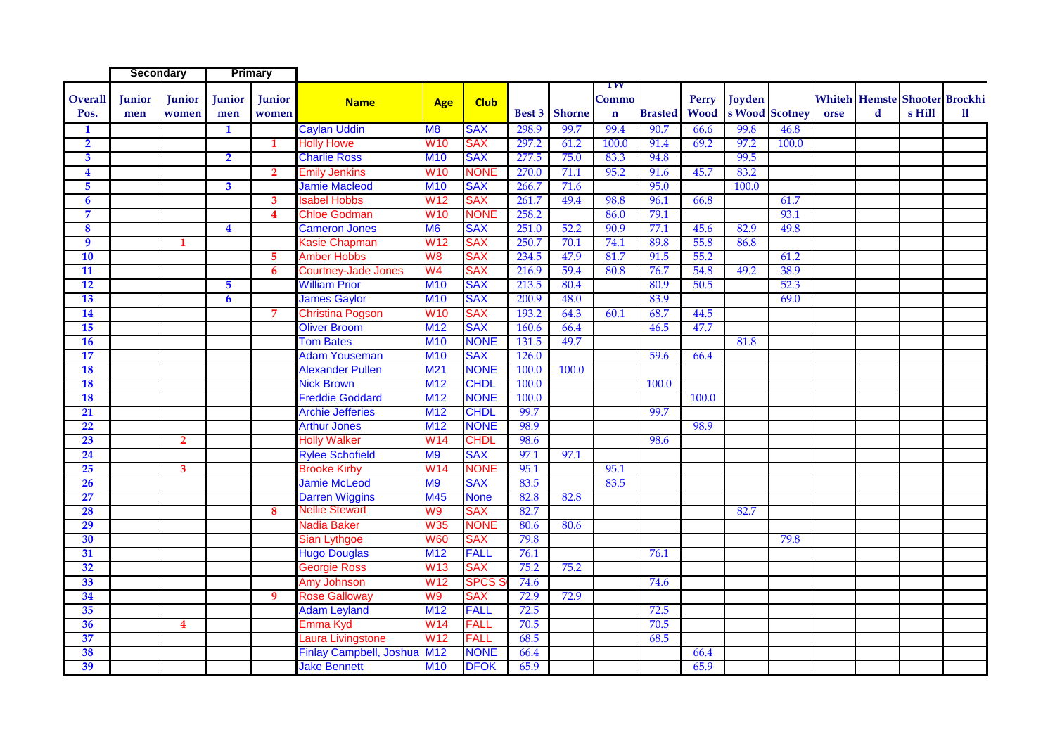| | Secondary | | Primary | | | | | | | | | | | | | | | | |
|---|---|---|---|---|---|---|---|---|---|---|---|---|---|---|---|---|---|---|---|
| Overall Pos. | Junior men | Junior women | Junior men | Junior women | Name | Age | Club | Best 3 | Shorne | TW Common | Brasted | Perry Wood | Joydens Wood | Scotney | Whitehorse | Hemsted | Shooters Hill | Brockhill |
| 1 | | | 1 | | Caylan Uddin | M8 | SAX | 298.9 | 99.7 | 99.4 | 90.7 | 66.6 | 99.8 | 46.8 | | | | |
| 2 | | | | 1 | Holly Howe | W10 | SAX | 297.2 | 61.2 | 100.0 | 91.4 | 69.2 | 97.2 | 100.0 | | | | |
| 3 | | | 2 | | Charlie Ross | M10 | SAX | 277.5 | 75.0 | 83.3 | 94.8 | | 99.5 | | | | | |
| 4 | | | | 2 | Emily Jenkins | W10 | NONE | 270.0 | 71.1 | 95.2 | 91.6 | 45.7 | 83.2 | | | | | |
| 5 | | | 3 | | Jamie Macleod | M10 | SAX | 266.7 | 71.6 | | 95.0 | | 100.0 | | | | | |
| 6 | | | | 3 | Isabel Hobbs | W12 | SAX | 261.7 | 49.4 | 98.8 | 96.1 | 66.8 | | 61.7 | | | | |
| 7 | | | | 4 | Chloe Godman | W10 | NONE | 258.2 | | 86.0 | 79.1 | | | 93.1 | | | | |
| 8 | | | 4 | | Cameron Jones | M6 | SAX | 251.0 | 52.2 | 90.9 | 77.1 | 45.6 | 82.9 | 49.8 | | | | |
| 9 | | 1 | | | Kasie Chapman | W12 | SAX | 250.7 | 70.1 | 74.1 | 89.8 | 55.8 | 86.8 | | | | | |
| 10 | | | | 5 | Amber Hobbs | W8 | SAX | 234.5 | 47.9 | 81.7 | 91.5 | 55.2 | | 61.2 | | | | |
| 11 | | | | 6 | Courtney-Jade Jones | W4 | SAX | 216.9 | 59.4 | 80.8 | 76.7 | 54.8 | 49.2 | 38.9 | | | | |
| 12 | | | 5 | | William Prior | M10 | SAX | 213.5 | 80.4 | | 80.9 | 50.5 | | 52.3 | | | | |
| 13 | | | 6 | | James Gaylor | M10 | SAX | 200.9 | 48.0 | | 83.9 | | | 69.0 | | | | |
| 14 | | | | 7 | Christina Pogson | W10 | SAX | 193.2 | 64.3 | 60.1 | 68.7 | 44.5 | | | | | | |
| 15 | | | | | Oliver Broom | M12 | SAX | 160.6 | 66.4 | | 46.5 | 47.7 | | | | | | |
| 16 | | | | | Tom Bates | M10 | NONE | 131.5 | 49.7 | | | | 81.8 | | | | | |
| 17 | | | | | Adam Youseman | M10 | SAX | 126.0 | | | 59.6 | 66.4 | | | | | | |
| 18 | | | | | Alexander Pullen | M21 | NONE | 100.0 | 100.0 | | | | | | | | | |
| 18 | | | | | Nick Brown | M12 | CHDL | 100.0 | | | 100.0 | | | | | | | |
| 18 | | | | | Freddie Goddard | M12 | NONE | 100.0 | | | | 100.0 | | | | | | |
| 21 | | | | | Archie Jefferies | M12 | CHDL | 99.7 | | | 99.7 | | | | | | | |
| 22 | | | | | Arthur Jones | M12 | NONE | 98.9 | | | | 98.9 | | | | | | |
| 23 | | 2 | | | Holly Walker | W14 | CHDL | 98.6 | | | 98.6 | | | | | | | |
| 24 | | | | | Rylee Schofield | M9 | SAX | 97.1 | 97.1 | | | | | | | | | |
| 25 | | 3 | | | Brooke Kirby | W14 | NONE | 95.1 | | 95.1 | | | | | | | | |
| 26 | | | | | Jamie McLeod | M9 | SAX | 83.5 | | 83.5 | | | | | | | | |
| 27 | | | | | Darren Wiggins | M45 | None | 82.8 | 82.8 | | | | | | | | | |
| 28 | | | | 8 | Nellie Stewart | W9 | SAX | 82.7 | | | | | 82.7 | | | | | |
| 29 | | | | | Nadia Baker | W35 | NONE | 80.6 | 80.6 | | | | | | | | | |
| 30 | | | | | Sian Lythgoe | W60 | SAX | 79.8 | | | | | | 79.8 | | | | |
| 31 | | | | | Hugo Douglas | M12 | FALL | 76.1 | | | 76.1 | | | | | | | |
| 32 | | | | | Georgie Ross | W13 | SAX | 75.2 | 75.2 | | | | | | | | | |
| 33 | | | | | Amy Johnson | W12 | SPCS S | 74.6 | | | 74.6 | | | | | | | |
| 34 | | | | 9 | Rose Galloway | W9 | SAX | 72.9 | 72.9 | | | | | | | | | |
| 35 | | | | | Adam Leyland | M12 | FALL | 72.5 | | | 72.5 | | | | | | | |
| 36 | | 4 | | | Emma Kyd | W14 | FALL | 70.5 | | | 70.5 | | | | | | | |
| 37 | | | | | Laura Livingstone | W12 | FALL | 68.5 | | | 68.5 | | | | | | | |
| 38 | | | | | Finlay Campbell, Joshua | M12 | NONE | 66.4 | | | | 66.4 | | | | | | |
| 39 | | | | | Jake Bennett | M10 | DFOK | 65.9 | | | | 65.9 | | | | | | |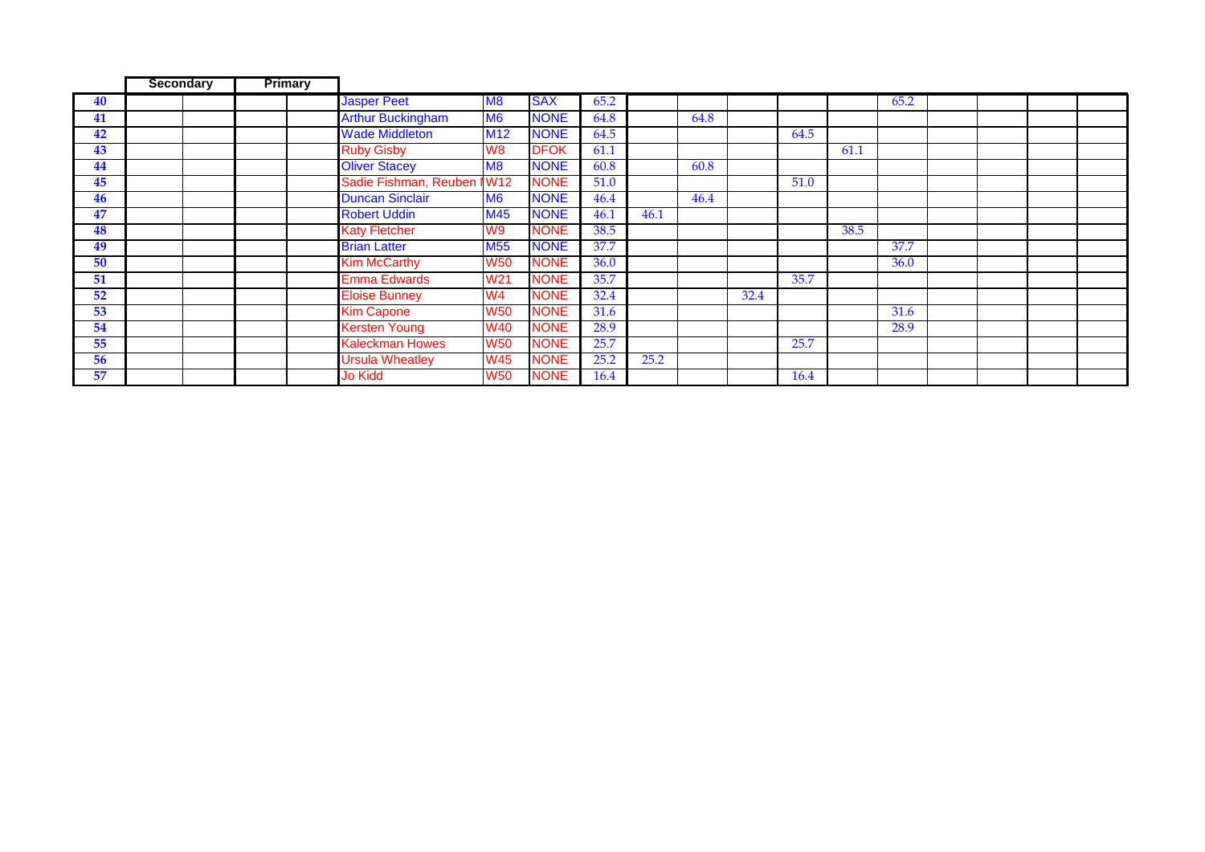| | Secondary | | Primary | | | | | | | | | | | | | | | |
|---|---|---|---|---|---|---|---|---|---|---|---|---|---|---|---|---|---|---|
| 40 | | | | | Jasper Peet | M8 | SAX | 65.2 | | | | | | 65.2 | | | | |
| 41 | | | | | Arthur Buckingham | M6 | NONE | 64.8 | | 64.8 | | | | | | | | |
| 42 | | | | | Wade Middleton | M12 | NONE | 64.5 | | | | 64.5 | | | | | | |
| 43 | | | | | Ruby Gisby | W8 | DFOK | 61.1 | | | | | 61.1 | | | | | |
| 44 | | | | | Oliver Stacey | M8 | NONE | 60.8 | | 60.8 | | | | | | | | |
| 45 | | | | | Sadie Fishman, Reuben M | W12 | NONE | 51.0 | | | | 51.0 | | | | | | |
| 46 | | | | | Duncan Sinclair | M6 | NONE | 46.4 | | 46.4 | | | | | | | | |
| 47 | | | | | Robert Uddin | M45 | NONE | 46.1 | 46.1 | | | | | | | | | |
| 48 | | | | | Katy Fletcher | W9 | NONE | 38.5 | | | | | 38.5 | | | | | |
| 49 | | | | | Brian Latter | M55 | NONE | 37.7 | | | | | | 37.7 | | | | |
| 50 | | | | | Kim McCarthy | W50 | NONE | 36.0 | | | | | | 36.0 | | | | |
| 51 | | | | | Emma Edwards | W21 | NONE | 35.7 | | | | 35.7 | | | | | | |
| 52 | | | | | Eloise Bunney | W4 | NONE | 32.4 | | | 32.4 | | | | | | | |
| 53 | | | | | Kim Capone | W50 | NONE | 31.6 | | | | | | 31.6 | | | | |
| 54 | | | | | Kersten Young | W40 | NONE | 28.9 | | | | | | 28.9 | | | | |
| 55 | | | | | Kaleckman Howes | W50 | NONE | 25.7 | | | | 25.7 | | | | | | |
| 56 | | | | | Ursula Wheatley | W45 | NONE | 25.2 | 25.2 | | | | | | | | | |
| 57 | | | | | Jo Kidd | W50 | NONE | 16.4 | | | | 16.4 | | | | | | |